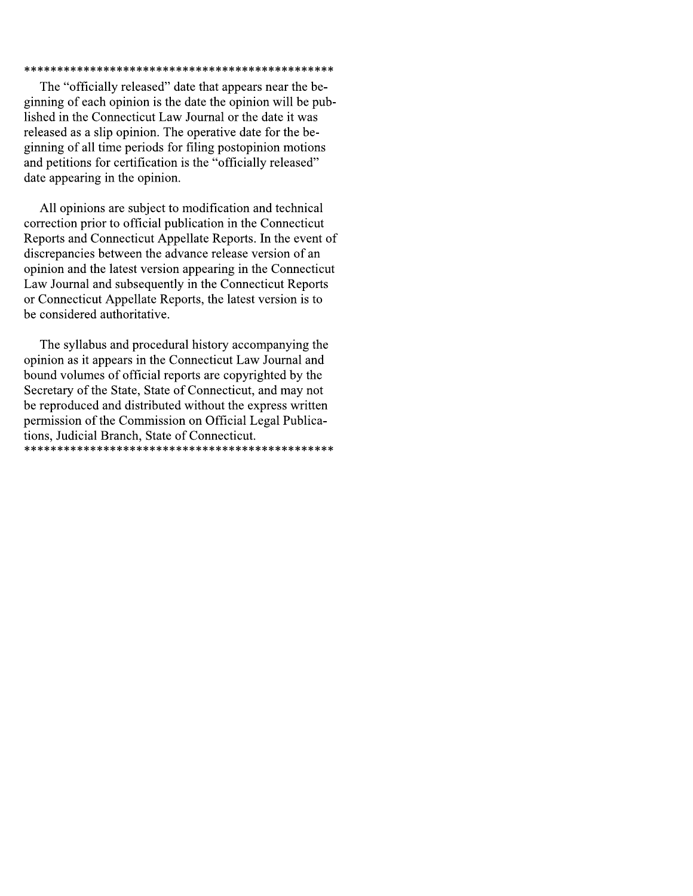\*\*\*\*\*\*\*\*\*\*\*\*\*\*\*\*\*\*\*\*\*\*\*\*\*\*\*\*\*\*\*\*\*\*\*\*\*\*\*\*\*\*\*\*\*\*\*\*

The "officially released" date that appears near the beginning of each opinion is the date the opinion will be published in the Connecticut Law Journal or the date it was released as a slip opinion. The operative date for the beginning of all time periods for filing postopinion motions and petitions for certification is the "officially released" date appearing in the opinion.

All opinions are subject to modification and technical correction prior to official publication in the Connecticut Reports and Connecticut Appellate Reports. In the event of discrepancies between the advance release version of an opinion and the latest version appearing in the Connecticut Law Journal and subsequently in the Connecticut Reports or Connecticut Appellate Reports, the latest version is to be considered authoritative.

The syllabus and procedural history accompanying the opinion as it appears in the Connecticut Law Journal and bound volumes of official reports are copyrighted by the Secretary of the State, State of Connecticut, and may not be reproduced and distributed without the express written permission of the Commission on Official Legal Publications, Judicial Branch, State of Connecticut.

\*\*\*\*\*\*\*\*\*\*\*\*\*\*\*\*\*\*\*\*\*\*\*\*\*\*\*\*\*\*\*\*\*\*\*\*\*\*\*\*\*\*\*\*\*\*\*\*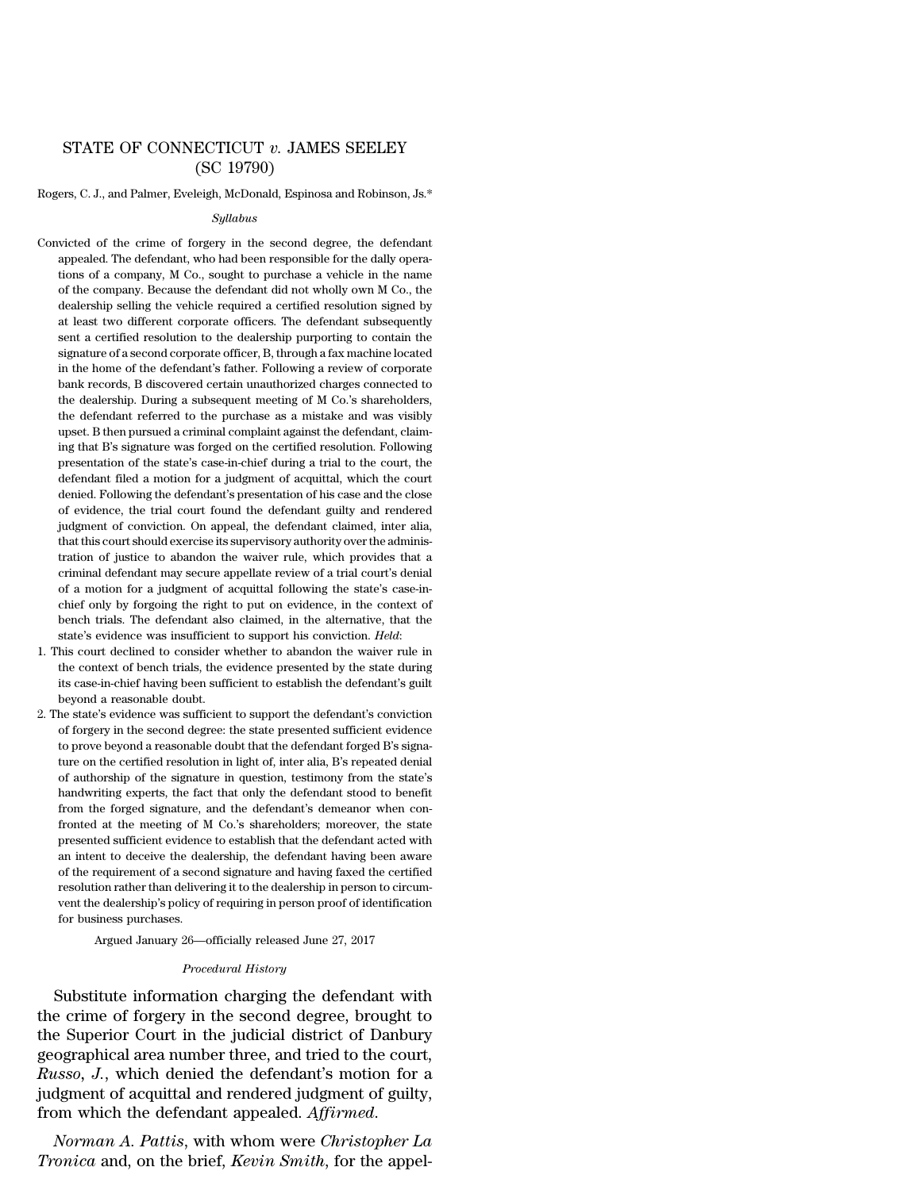# STATE OF CONNECTICUT *v.* JAMES SEELEY (SC 19790)

Rogers, C. J., and Palmer, Eveleigh, McDonald, Espinosa and Robinson, Js.*

*Syllabus*

Convicted of the crime of forgery in the second degree, the defendant appealed. The defendant, who had been responsible for the daily operations of a company, M Co., sought to purchase a vehicle in the name of the company. Because the defendant did not wholly own M Co., the dealership selling the vehicle required a certified resolution signed by at least two different corporate officers. The defendant subsequently sent a certified resolution to the dealership purporting to contain the signature of a second corporate officer, B, through a fax machine located in the home of the defendant's father. Following a review of corporate bank records, B discovered certain unauthorized charges connected to the dealership. During a subsequent meeting of M Co.'s shareholders, the defendant referred to the purchase as a mistake and was visibly upset. B then pursued a criminal complaint against the defendant, claiming that B's signature was forged on the certified resolution. Following presentation of the state's case-in-chief during a trial to the court, the defendant filed a motion for a judgment of acquittal, which the court denied. Following the defendant's presentation of his case and the close of evidence, the trial court found the defendant guilty and rendered judgment of conviction. On appeal, the defendant claimed, inter alia, that this court should exercise its supervisory authority over the administration of justice to abandon the waiver rule, which provides that a criminal defendant may secure appellate review of a trial court's denial of a motion for a judgment of acquittal following the state's case-in-chief only by forgoing the right to put on evidence, in the context of bench trials. The defendant also claimed, in the alternative, that the state's evidence was insufficient to support his conviction. *Held*:

1. This court declined to consider whether to abandon the waiver rule in the context of bench trials, the evidence presented by the state during its case-in-chief having been sufficient to establish the defendant's guilt beyond a reasonable doubt.
2. The state's evidence was sufficient to support the defendant's conviction of forgery in the second degree: the state presented sufficient evidence to prove beyond a reasonable doubt that the defendant forged B's signature on the certified resolution in light of, inter alia, B's repeated denial of authorship of the signature in question, testimony from the state's handwriting experts, the fact that only the defendant stood to benefit from the forged signature, and the defendant's demeanor when confronted at the meeting of M Co.'s shareholders; moreover, the state presented sufficient evidence to establish that the defendant acted with an intent to deceive the dealership, the defendant having been aware of the requirement of a second signature and having faxed the certified resolution rather than delivering it to the dealership in person to circumvent the dealership's policy of requiring in person proof of identification for business purchases.

Argued January 26—officially released June 27, 2017

*Procedural History*

Substitute information charging the defendant with the crime of forgery in the second degree, brought to the Superior Court in the judicial district of Danbury geographical area number three, and tried to the court, *Russo, J.*, which denied the defendant's motion for a judgment of acquittal and rendered judgment of guilty, from which the defendant appealed. *Affirmed*.

*Norman A. Pattis*, with whom were *Christopher La Tronica* and, on the brief, *Kevin Smith*, for the appel-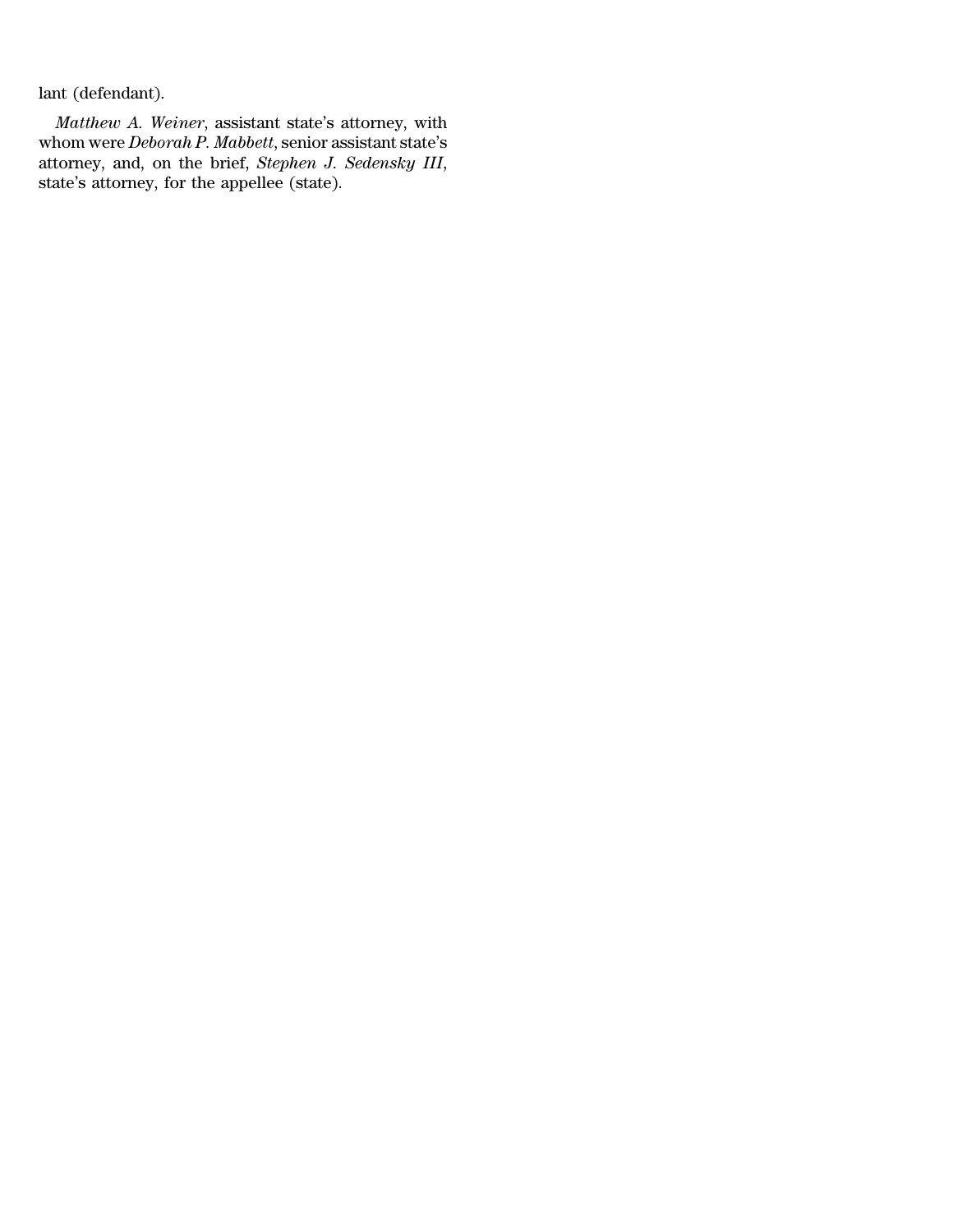lant (defendant).

*Matthew A. Weiner*, assistant state's attorney, with whom were *Deborah P. Mabbett*, senior assistant state's attorney, and, on the brief, *Stephen J. Sedensky III*, state's attorney, for the appellee (state).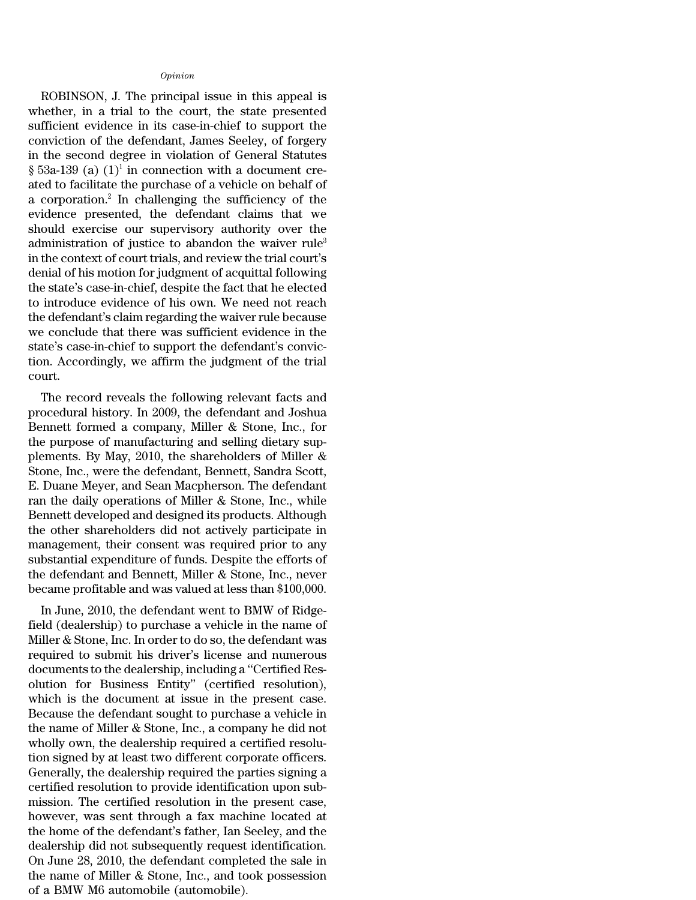*Opinion*

ROBINSON, J. The principal issue in this appeal is whether, in a trial to the court, the state presented sufficient evidence in its case-in-chief to support the conviction of the defendant, James Seeley, of forgery in the second degree in violation of General Statutes § 53a-139 (a) (1)[1] in connection with a document created to facilitate the purchase of a vehicle on behalf of a corporation.[2] In challenging the sufficiency of the evidence presented, the defendant claims that we should exercise our supervisory authority over the administration of justice to abandon the waiver rule[3] in the context of court trials, and review the trial court's denial of his motion for judgment of acquittal following the state's case-in-chief, despite the fact that he elected to introduce evidence of his own. We need not reach the defendant's claim regarding the waiver rule because we conclude that there was sufficient evidence in the state's case-in-chief to support the defendant's conviction. Accordingly, we affirm the judgment of the trial court.

The record reveals the following relevant facts and procedural history. In 2009, the defendant and Joshua Bennett formed a company, Miller & Stone, Inc., for the purpose of manufacturing and selling dietary supplements. By May, 2010, the shareholders of Miller & Stone, Inc., were the defendant, Bennett, Sandra Scott, E. Duane Meyer, and Sean Macpherson. The defendant ran the daily operations of Miller & Stone, Inc., while Bennett developed and designed its products. Although the other shareholders did not actively participate in management, their consent was required prior to any substantial expenditure of funds. Despite the efforts of the defendant and Bennett, Miller & Stone, Inc., never became profitable and was valued at less than $100,000.

In June, 2010, the defendant went to BMW of Ridgefield (dealership) to purchase a vehicle in the name of Miller & Stone, Inc. In order to do so, the defendant was required to submit his driver's license and numerous documents to the dealership, including a "Certified Resolution for Business Entity" (certified resolution), which is the document at issue in the present case. Because the defendant sought to purchase a vehicle in the name of Miller & Stone, Inc., a company he did not wholly own, the dealership required a certified resolution signed by at least two different corporate officers. Generally, the dealership required the parties signing a certified resolution to provide identification upon submission. The certified resolution in the present case, however, was sent through a fax machine located at the home of the defendant's father, Ian Seeley, and the dealership did not subsequently request identification. On June 28, 2010, the defendant completed the sale in the name of Miller & Stone, Inc., and took possession of a BMW M6 automobile (automobile).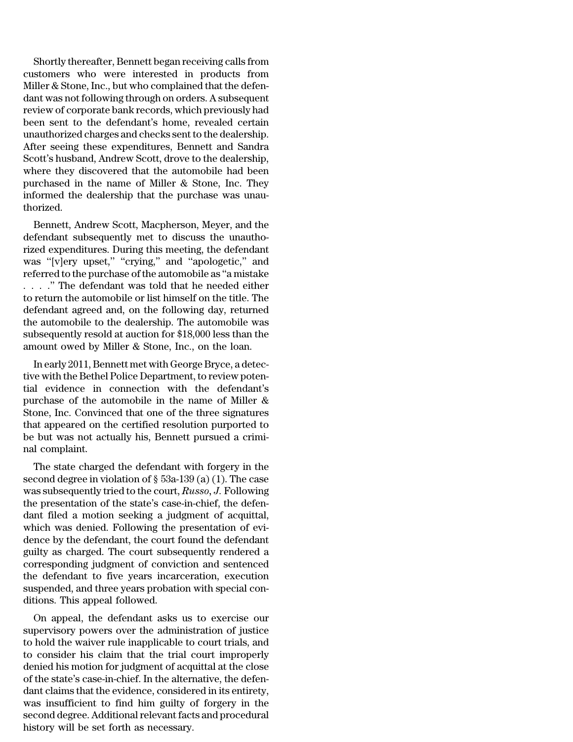Shortly thereafter, Bennett began receiving calls from customers who were interested in products from Miller & Stone, Inc., but who complained that the defendant was not following through on orders. A subsequent review of corporate bank records, which previously had been sent to the defendant's home, revealed certain unauthorized charges and checks sent to the dealership. After seeing these expenditures, Bennett and Sandra Scott's husband, Andrew Scott, drove to the dealership, where they discovered that the automobile had been purchased in the name of Miller & Stone, Inc. They informed the dealership that the purchase was unauthorized.

Bennett, Andrew Scott, Macpherson, Meyer, and the defendant subsequently met to discuss the unauthorized expenditures. During this meeting, the defendant was "[v]ery upset," "crying," and "apologetic," and referred to the purchase of the automobile as "a mistake . . . ." The defendant was told that he needed either to return the automobile or list himself on the title. The defendant agreed and, on the following day, returned the automobile to the dealership. The automobile was subsequently resold at auction for $18,000 less than the amount owed by Miller & Stone, Inc., on the loan.

In early 2011, Bennett met with George Bryce, a detective with the Bethel Police Department, to review potential evidence in connection with the defendant's purchase of the automobile in the name of Miller & Stone, Inc. Convinced that one of the three signatures that appeared on the certified resolution purported to be but was not actually his, Bennett pursued a criminal complaint.

The state charged the defendant with forgery in the second degree in violation of § 53a-139 (a) (1). The case was subsequently tried to the court, *Russo, J.* Following the presentation of the state's case-in-chief, the defendant filed a motion seeking a judgment of acquittal, which was denied. Following the presentation of evidence by the defendant, the court found the defendant guilty as charged. The court subsequently rendered a corresponding judgment of conviction and sentenced the defendant to five years incarceration, execution suspended, and three years probation with special conditions. This appeal followed.

On appeal, the defendant asks us to exercise our supervisory powers over the administration of justice to hold the waiver rule inapplicable to court trials, and to consider his claim that the trial court improperly denied his motion for judgment of acquittal at the close of the state's case-in-chief. In the alternative, the defendant claims that the evidence, considered in its entirety, was insufficient to find him guilty of forgery in the second degree. Additional relevant facts and procedural history will be set forth as necessary.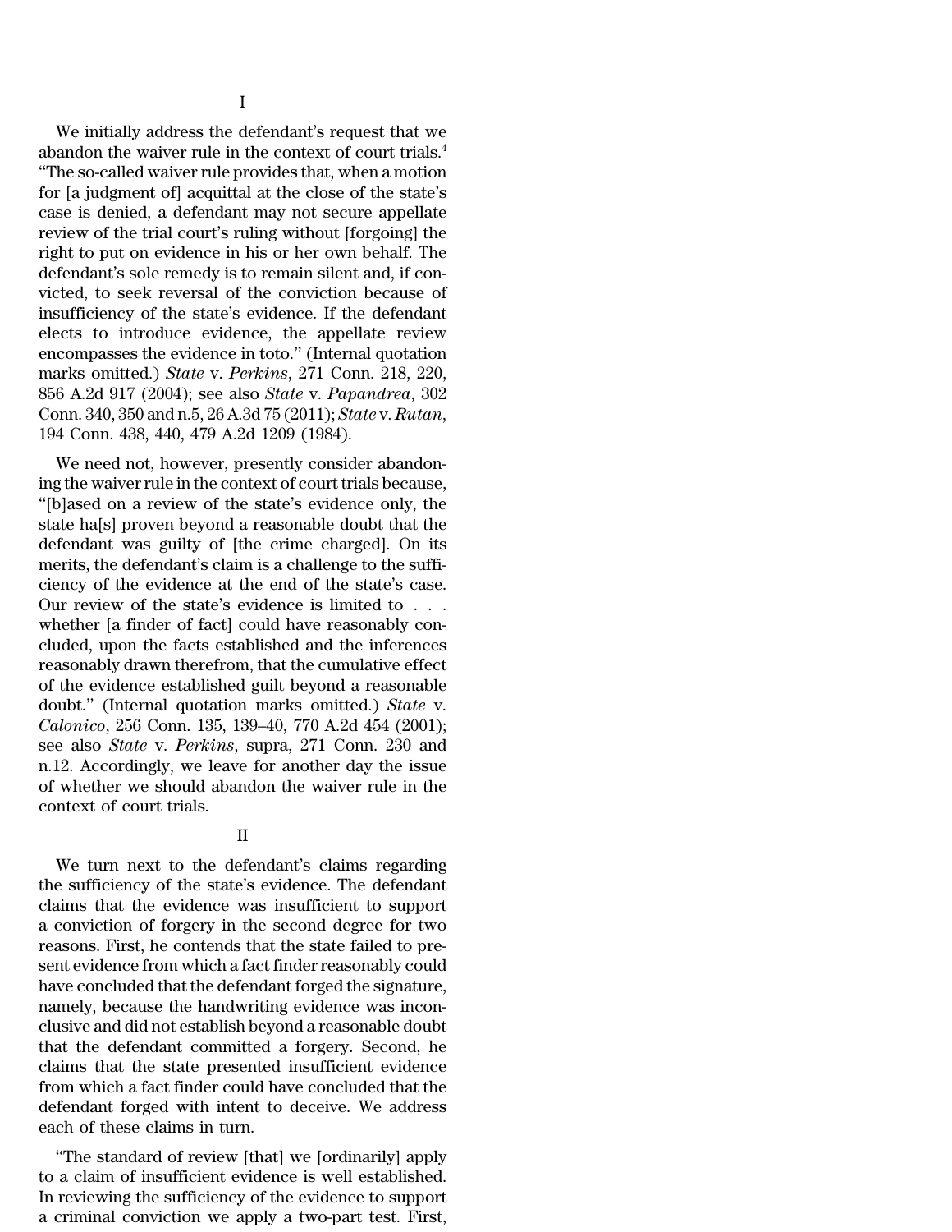I

We initially address the defendant's request that we abandon the waiver rule in the context of court trials.[4] "The so-called waiver rule provides that, when a motion for [a judgment of] acquittal at the close of the state's case is denied, a defendant may not secure appellate review of the trial court's ruling without [forgoing] the right to put on evidence in his or her own behalf. The defendant's sole remedy is to remain silent and, if convicted, to seek reversal of the conviction because of insufficiency of the state's evidence. If the defendant elects to introduce evidence, the appellate review encompasses the evidence in toto." (Internal quotation marks omitted.) *State* v. *Perkins*, 271 Conn. 218, 220, 856 A.2d 917 (2004); see also *State* v. *Papandrea*, 302 Conn. 340, 350 and n.5, 26 A.3d 75 (2011); *State* v. *Rutan*, 194 Conn. 438, 440, 479 A.2d 1209 (1984).

We need not, however, presently consider abandoning the waiver rule in the context of court trials because, "[b]ased on a review of the state's evidence only, the state ha[s] proven beyond a reasonable doubt that the defendant was guilty of [the crime charged]. On its merits, the defendant's claim is a challenge to the sufficiency of the evidence at the end of the state's case. Our review of the state's evidence is limited to . . . whether [a finder of fact] could have reasonably concluded, upon the facts established and the inferences reasonably drawn therefrom, that the cumulative effect of the evidence established guilt beyond a reasonable doubt." (Internal quotation marks omitted.) *State* v. *Calonico*, 256 Conn. 135, 139–40, 770 A.2d 454 (2001); see also *State* v. *Perkins*, supra, 271 Conn. 230 and n.12. Accordingly, we leave for another day the issue of whether we should abandon the waiver rule in the context of court trials.

II

We turn next to the defendant's claims regarding the sufficiency of the state's evidence. The defendant claims that the evidence was insufficient to support a conviction of forgery in the second degree for two reasons. First, he contends that the state failed to present evidence from which a fact finder reasonably could have concluded that the defendant forged the signature, namely, because the handwriting evidence was inconclusive and did not establish beyond a reasonable doubt that the defendant committed a forgery. Second, he claims that the state presented insufficient evidence from which a fact finder could have concluded that the defendant forged with intent to deceive. We address each of these claims in turn.

"The standard of review [that] we [ordinarily] apply to a claim of insufficient evidence is well established. In reviewing the sufficiency of the evidence to support a criminal conviction we apply a two-part test. First,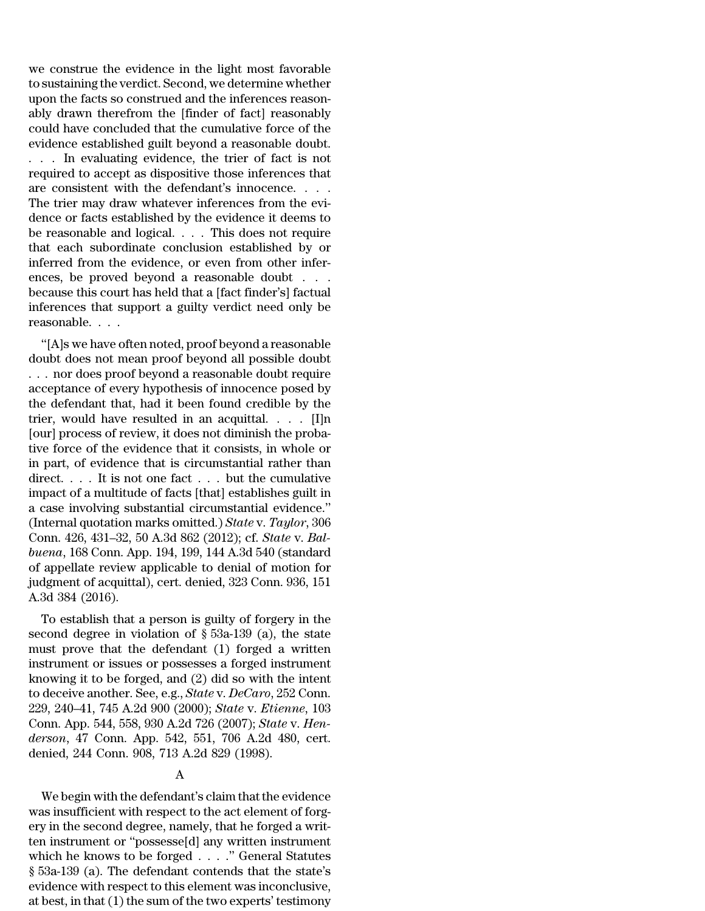we construe the evidence in the light most favorable to sustaining the verdict. Second, we determine whether upon the facts so construed and the inferences reasonably drawn therefrom the [finder of fact] reasonably could have concluded that the cumulative force of the evidence established guilt beyond a reasonable doubt. . . . In evaluating evidence, the trier of fact is not required to accept as dispositive those inferences that are consistent with the defendant's innocence. . . . The trier may draw whatever inferences from the evidence or facts established by the evidence it deems to be reasonable and logical. . . . This does not require that each subordinate conclusion established by or inferred from the evidence, or even from other inferences, be proved beyond a reasonable doubt . . . because this court has held that a [fact finder's] factual inferences that support a guilty verdict need only be reasonable. . . .

"[A]s we have often noted, proof beyond a reasonable doubt does not mean proof beyond all possible doubt . . . nor does proof beyond a reasonable doubt require acceptance of every hypothesis of innocence posed by the defendant that, had it been found credible by the trier, would have resulted in an acquittal. . . . [I]n [our] process of review, it does not diminish the probative force of the evidence that it consists, in whole or in part, of evidence that is circumstantial rather than direct. . . . It is not one fact . . . but the cumulative impact of a multitude of facts [that] establishes guilt in a case involving substantial circumstantial evidence." (Internal quotation marks omitted.) *State* v. *Taylor*, 306 Conn. 426, 431–32, 50 A.3d 862 (2012); cf. *State* v. *Balbuena*, 168 Conn. App. 194, 199, 144 A.3d 540 (standard of appellate review applicable to denial of motion for judgment of acquittal), cert. denied, 323 Conn. 936, 151 A.3d 384 (2016).

To establish that a person is guilty of forgery in the second degree in violation of § 53a-139 (a), the state must prove that the defendant (1) forged a written instrument or issues or possesses a forged instrument knowing it to be forged, and (2) did so with the intent to deceive another. See, e.g., *State* v. *DeCaro*, 252 Conn. 229, 240–41, 745 A.2d 900 (2000); *State* v. *Etienne*, 103 Conn. App. 544, 558, 930 A.2d 726 (2007); *State* v. *Henderson*, 47 Conn. App. 542, 551, 706 A.2d 480, cert. denied, 244 Conn. 908, 713 A.2d 829 (1998).

A

We begin with the defendant's claim that the evidence was insufficient with respect to the act element of forgery in the second degree, namely, that he forged a written instrument or "possesse[d] any written instrument which he knows to be forged . . . ." General Statutes § 53a-139 (a). The defendant contends that the state's evidence with respect to this element was inconclusive, at best, in that (1) the sum of the two experts' testimony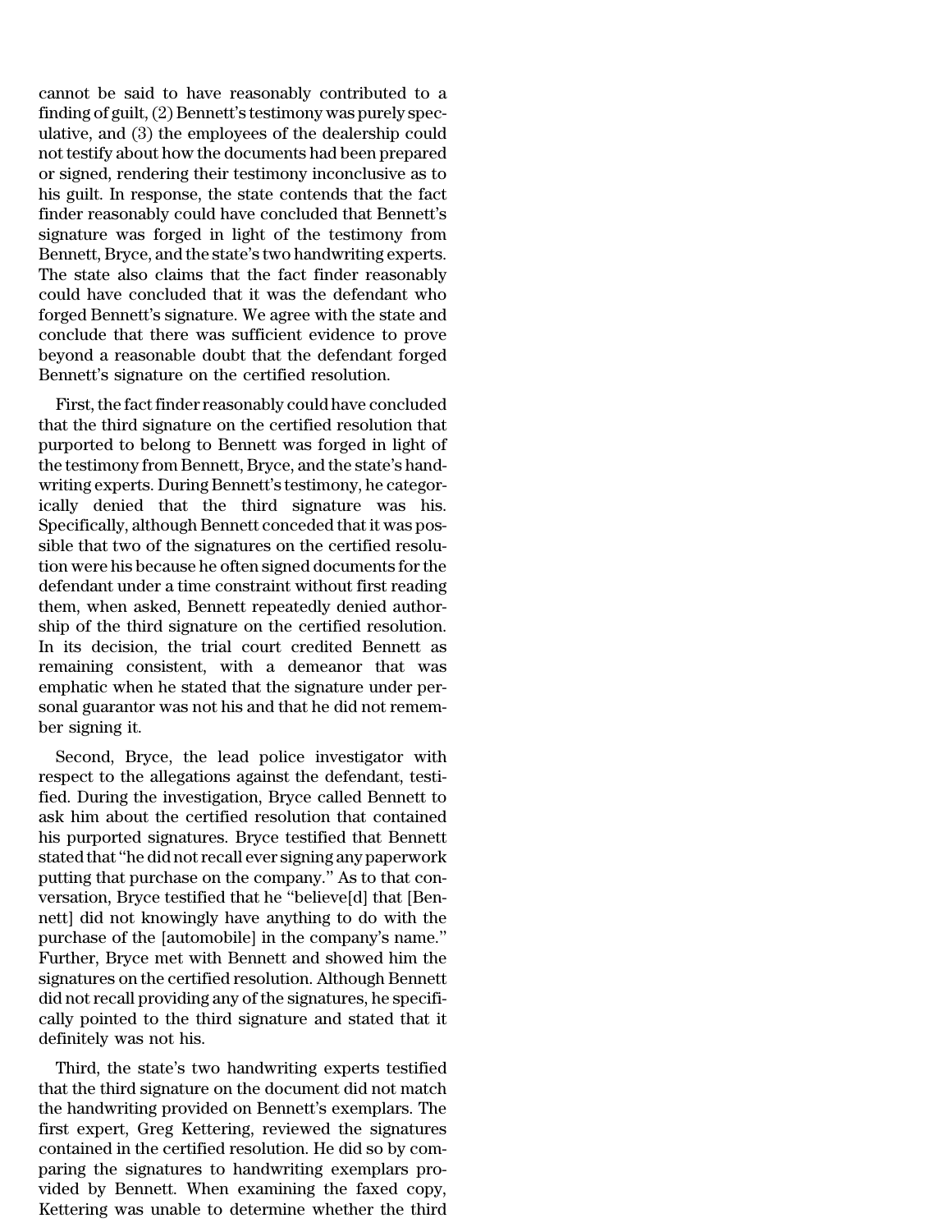cannot be said to have reasonably contributed to a finding of guilt, (2) Bennett's testimony was purely speculative, and (3) the employees of the dealership could not testify about how the documents had been prepared or signed, rendering their testimony inconclusive as to his guilt. In response, the state contends that the fact finder reasonably could have concluded that Bennett's signature was forged in light of the testimony from Bennett, Bryce, and the state's two handwriting experts. The state also claims that the fact finder reasonably could have concluded that it was the defendant who forged Bennett's signature. We agree with the state and conclude that there was sufficient evidence to prove beyond a reasonable doubt that the defendant forged Bennett's signature on the certified resolution.

First, the fact finder reasonably could have concluded that the third signature on the certified resolution that purported to belong to Bennett was forged in light of the testimony from Bennett, Bryce, and the state's handwriting experts. During Bennett's testimony, he categorically denied that the third signature was his. Specifically, although Bennett conceded that it was possible that two of the signatures on the certified resolution were his because he often signed documents for the defendant under a time constraint without first reading them, when asked, Bennett repeatedly denied authorship of the third signature on the certified resolution. In its decision, the trial court credited Bennett as remaining consistent, with a demeanor that was emphatic when he stated that the signature under personal guarantor was not his and that he did not remember signing it.

Second, Bryce, the lead police investigator with respect to the allegations against the defendant, testified. During the investigation, Bryce called Bennett to ask him about the certified resolution that contained his purported signatures. Bryce testified that Bennett stated that "he did not recall ever signing any paperwork putting that purchase on the company." As to that conversation, Bryce testified that he "believe[d] that [Bennett] did not knowingly have anything to do with the purchase of the [automobile] in the company's name." Further, Bryce met with Bennett and showed him the signatures on the certified resolution. Although Bennett did not recall providing any of the signatures, he specifically pointed to the third signature and stated that it definitely was not his.

Third, the state's two handwriting experts testified that the third signature on the document did not match the handwriting provided on Bennett's exemplars. The first expert, Greg Kettering, reviewed the signatures contained in the certified resolution. He did so by comparing the signatures to handwriting exemplars provided by Bennett. When examining the faxed copy, Kettering was unable to determine whether the third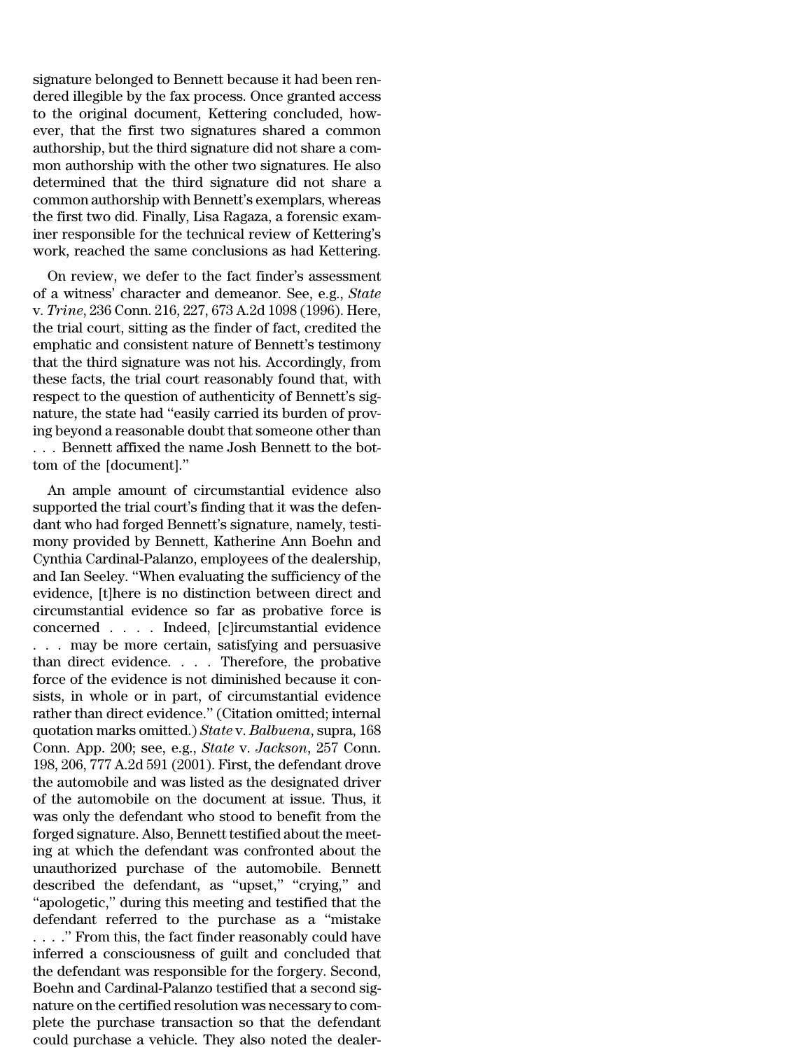signature belonged to Bennett because it had been rendered illegible by the fax process. Once granted access to the original document, Kettering concluded, however, that the first two signatures shared a common authorship, but the third signature did not share a common authorship with the other two signatures. He also determined that the third signature did not share a common authorship with Bennett's exemplars, whereas the first two did. Finally, Lisa Ragaza, a forensic examiner responsible for the technical review of Kettering's work, reached the same conclusions as had Kettering.

On review, we defer to the fact finder's assessment of a witness' character and demeanor. See, e.g., *State* v. *Trine*, 236 Conn. 216, 227, 673 A.2d 1098 (1996). Here, the trial court, sitting as the finder of fact, credited the emphatic and consistent nature of Bennett's testimony that the third signature was not his. Accordingly, from these facts, the trial court reasonably found that, with respect to the question of authenticity of Bennett's signature, the state had "easily carried its burden of proving beyond a reasonable doubt that someone other than . . . Bennett affixed the name Josh Bennett to the bottom of the [document]."

An ample amount of circumstantial evidence also supported the trial court's finding that it was the defendant who had forged Bennett's signature, namely, testimony provided by Bennett, Katherine Ann Boehn and Cynthia Cardinal-Palanzo, employees of the dealership, and Ian Seeley. "When evaluating the sufficiency of the evidence, [t]here is no distinction between direct and circumstantial evidence so far as probative force is concerned . . . . Indeed, [c]ircumstantial evidence . . . may be more certain, satisfying and persuasive than direct evidence. . . . Therefore, the probative force of the evidence is not diminished because it consists, in whole or in part, of circumstantial evidence rather than direct evidence." (Citation omitted; internal quotation marks omitted.) *State* v. *Balbuena*, supra, 168 Conn. App. 200; see, e.g., *State* v. *Jackson*, 257 Conn. 198, 206, 777 A.2d 591 (2001). First, the defendant drove the automobile and was listed as the designated driver of the automobile on the document at issue. Thus, it was only the defendant who stood to benefit from the forged signature. Also, Bennett testified about the meeting at which the defendant was confronted about the unauthorized purchase of the automobile. Bennett described the defendant, as "upset," "crying," and "apologetic," during this meeting and testified that the defendant referred to the purchase as a "mistake . . . ." From this, the fact finder reasonably could have inferred a consciousness of guilt and concluded that the defendant was responsible for the forgery. Second, Boehn and Cardinal-Palanzo testified that a second signature on the certified resolution was necessary to complete the purchase transaction so that the defendant could purchase a vehicle. They also noted the dealer-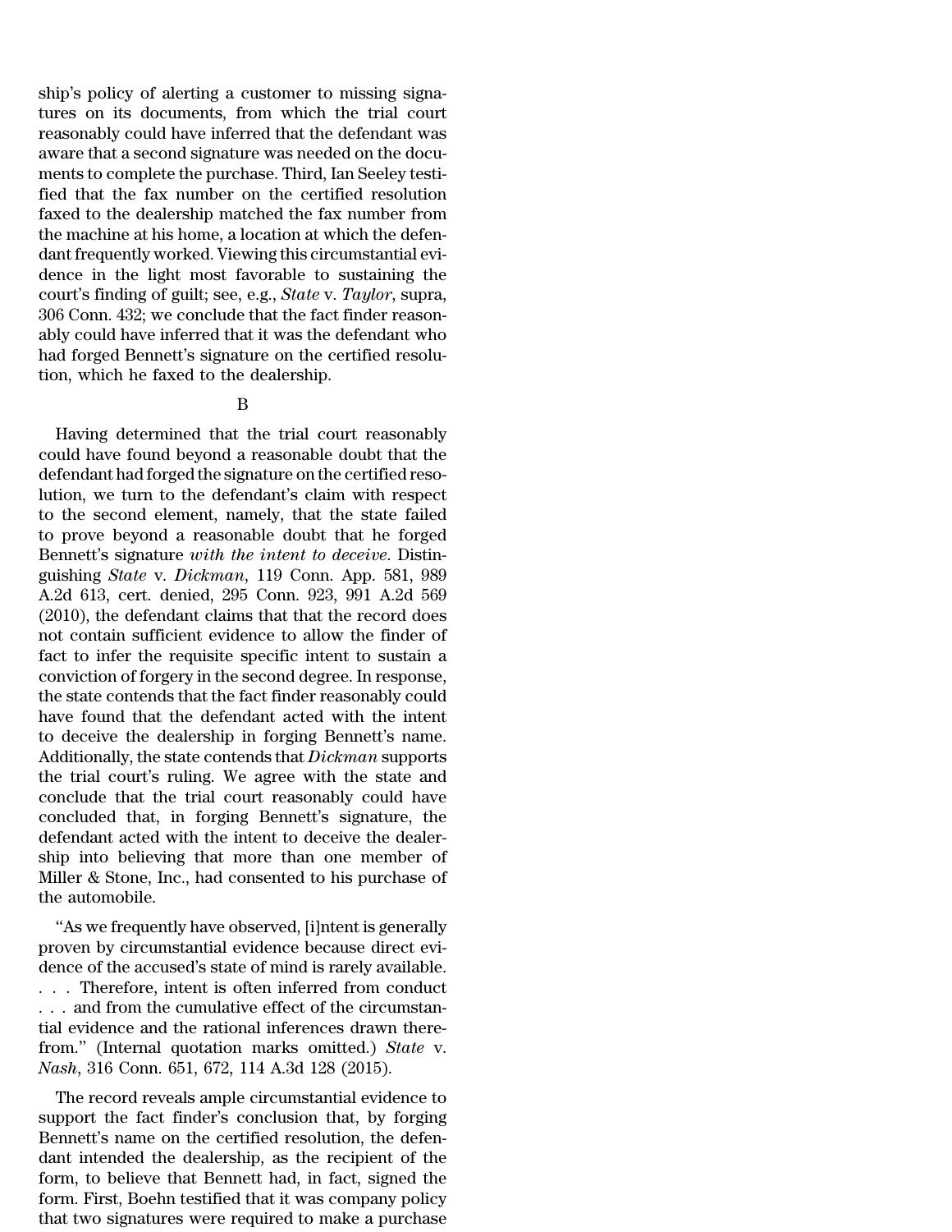ship's policy of alerting a customer to missing signatures on its documents, from which the trial court reasonably could have inferred that the defendant was aware that a second signature was needed on the documents to complete the purchase. Third, Ian Seeley testified that the fax number on the certified resolution faxed to the dealership matched the fax number from the machine at his home, a location at which the defendant frequently worked. Viewing this circumstantial evidence in the light most favorable to sustaining the court's finding of guilt; see, e.g., *State* v. *Taylor*, supra, 306 Conn. 432; we conclude that the fact finder reasonably could have inferred that it was the defendant who had forged Bennett's signature on the certified resolution, which he faxed to the dealership.

B

Having determined that the trial court reasonably could have found beyond a reasonable doubt that the defendant had forged the signature on the certified resolution, we turn to the defendant's claim with respect to the second element, namely, that the state failed to prove beyond a reasonable doubt that he forged Bennett's signature *with the intent to deceive*. Distinguishing *State* v. *Dickman*, 119 Conn. App. 581, 989 A.2d 613, cert. denied, 295 Conn. 923, 991 A.2d 569 (2010), the defendant claims that that the record does not contain sufficient evidence to allow the finder of fact to infer the requisite specific intent to sustain a conviction of forgery in the second degree. In response, the state contends that the fact finder reasonably could have found that the defendant acted with the intent to deceive the dealership in forging Bennett's name. Additionally, the state contends that *Dickman* supports the trial court's ruling. We agree with the state and conclude that the trial court reasonably could have concluded that, in forging Bennett's signature, the defendant acted with the intent to deceive the dealership into believing that more than one member of Miller & Stone, Inc., had consented to his purchase of the automobile.

"As we frequently have observed, [i]ntent is generally proven by circumstantial evidence because direct evidence of the accused's state of mind is rarely available. . . . Therefore, intent is often inferred from conduct . . . and from the cumulative effect of the circumstantial evidence and the rational inferences drawn therefrom." (Internal quotation marks omitted.) *State* v. *Nash*, 316 Conn. 651, 672, 114 A.3d 128 (2015).

The record reveals ample circumstantial evidence to support the fact finder's conclusion that, by forging Bennett's name on the certified resolution, the defendant intended the dealership, as the recipient of the form, to believe that Bennett had, in fact, signed the form. First, Boehn testified that it was company policy that two signatures were required to make a purchase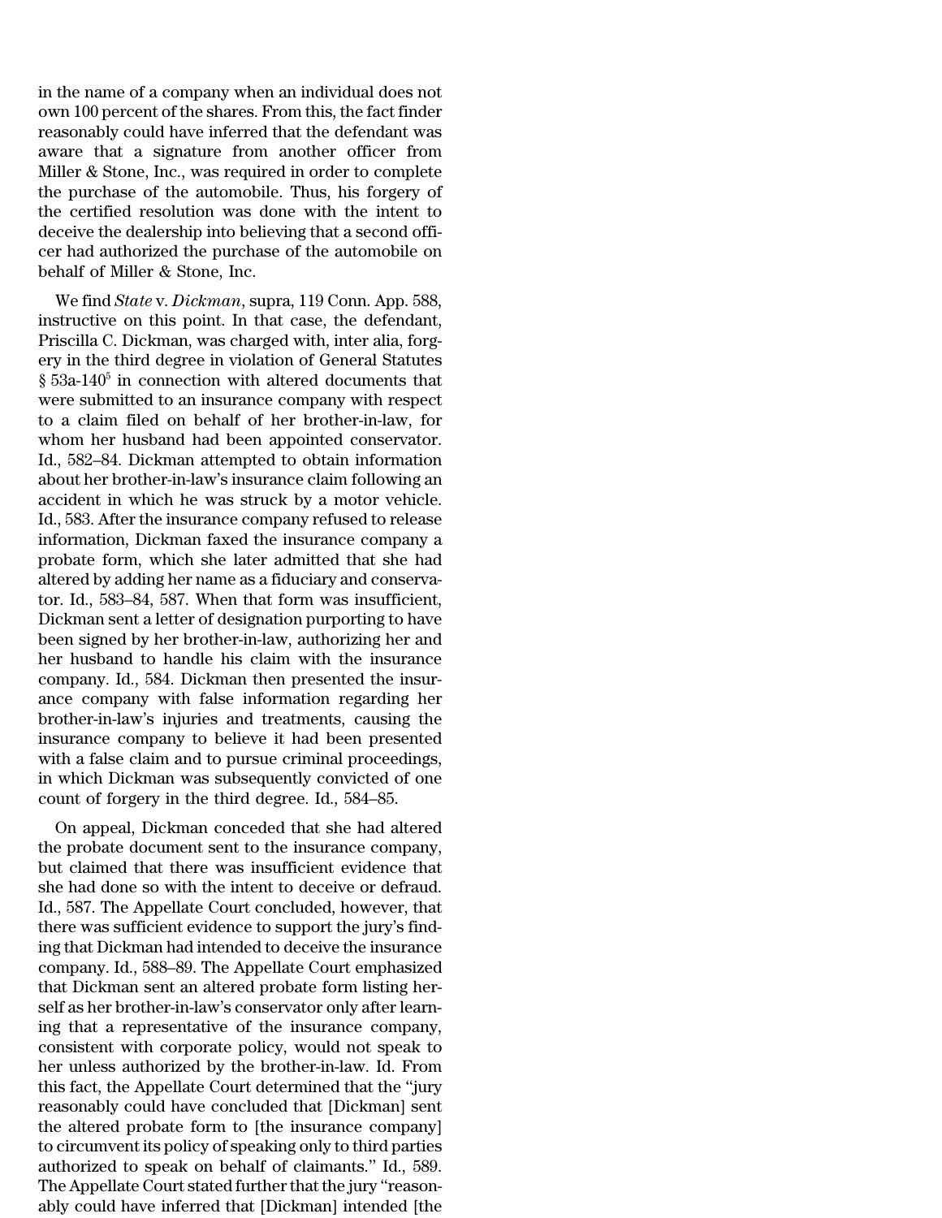in the name of a company when an individual does not own 100 percent of the shares. From this, the fact finder reasonably could have inferred that the defendant was aware that a signature from another officer from Miller & Stone, Inc., was required in order to complete the purchase of the automobile. Thus, his forgery of the certified resolution was done with the intent to deceive the dealership into believing that a second officer had authorized the purchase of the automobile on behalf of Miller & Stone, Inc.

We find *State* v. *Dickman*, supra, 119 Conn. App. 588, instructive on this point. In that case, the defendant, Priscilla C. Dickman, was charged with, inter alia, forgery in the third degree in violation of General Statutes § 53a-140[5] in connection with altered documents that were submitted to an insurance company with respect to a claim filed on behalf of her brother-in-law, for whom her husband had been appointed conservator. Id., 582–84. Dickman attempted to obtain information about her brother-in-law's insurance claim following an accident in which he was struck by a motor vehicle. Id., 583. After the insurance company refused to release information, Dickman faxed the insurance company a probate form, which she later admitted that she had altered by adding her name as a fiduciary and conservator. Id., 583–84, 587. When that form was insufficient, Dickman sent a letter of designation purporting to have been signed by her brother-in-law, authorizing her and her husband to handle his claim with the insurance company. Id., 584. Dickman then presented the insurance company with false information regarding her brother-in-law's injuries and treatments, causing the insurance company to believe it had been presented with a false claim and to pursue criminal proceedings, in which Dickman was subsequently convicted of one count of forgery in the third degree. Id., 584–85.

On appeal, Dickman conceded that she had altered the probate document sent to the insurance company, but claimed that there was insufficient evidence that she had done so with the intent to deceive or defraud. Id., 587. The Appellate Court concluded, however, that there was sufficient evidence to support the jury's finding that Dickman had intended to deceive the insurance company. Id., 588–89. The Appellate Court emphasized that Dickman sent an altered probate form listing herself as her brother-in-law's conservator only after learning that a representative of the insurance company, consistent with corporate policy, would not speak to her unless authorized by the brother-in-law. Id. From this fact, the Appellate Court determined that the "jury reasonably could have concluded that [Dickman] sent the altered probate form to [the insurance company] to circumvent its policy of speaking only to third parties authorized to speak on behalf of claimants." Id., 589. The Appellate Court stated further that the jury "reasonably could have inferred that [Dickman] intended [the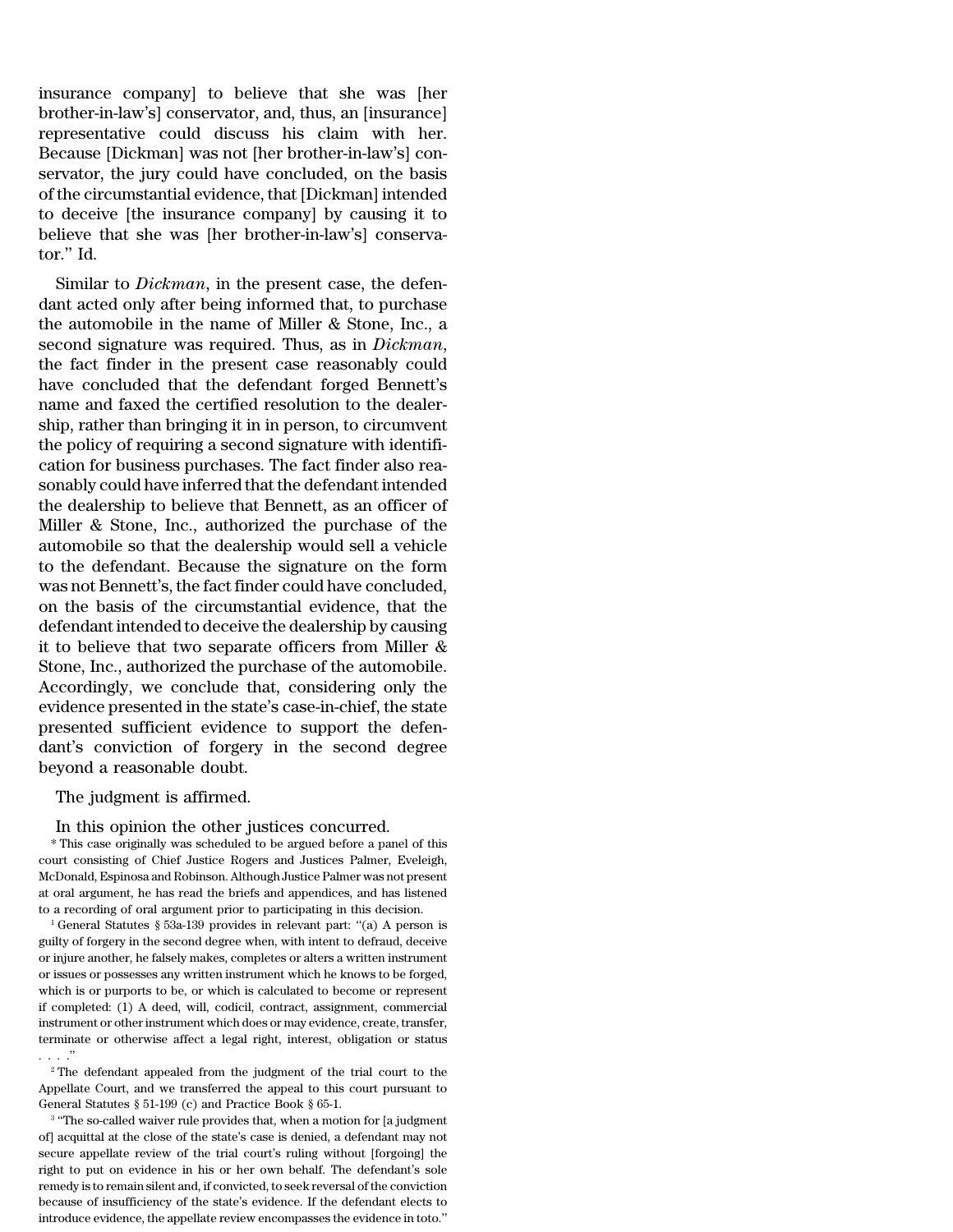insurance company] to believe that she was [her brother-in-law's] conservator, and, thus, an [insurance] representative could discuss his claim with her. Because [Dickman] was not [her brother-in-law's] conservator, the jury could have concluded, on the basis of the circumstantial evidence, that [Dickman] intended to deceive [the insurance company] by causing it to believe that she was [her brother-in-law's] conservator." Id.

Similar to *Dickman*, in the present case, the defendant acted only after being informed that, to purchase the automobile in the name of Miller & Stone, Inc., a second signature was required. Thus, as in *Dickman*, the fact finder in the present case reasonably could have concluded that the defendant forged Bennett's name and faxed the certified resolution to the dealership, rather than bringing it in in person, to circumvent the policy of requiring a second signature with identification for business purchases. The fact finder also reasonably could have inferred that the defendant intended the dealership to believe that Bennett, as an officer of Miller & Stone, Inc., authorized the purchase of the automobile so that the dealership would sell a vehicle to the defendant. Because the signature on the form was not Bennett's, the fact finder could have concluded, on the basis of the circumstantial evidence, that the defendant intended to deceive the dealership by causing it to believe that two separate officers from Miller & Stone, Inc., authorized the purchase of the automobile. Accordingly, we conclude that, considering only the evidence presented in the state's case-in-chief, the state presented sufficient evidence to support the defendant's conviction of forgery in the second degree beyond a reasonable doubt.

The judgment is affirmed.

In this opinion the other justices concurred.

\* This case originally was scheduled to be argued before a panel of this court consisting of Chief Justice Rogers and Justices Palmer, Eveleigh, McDonald, Espinosa and Robinson. Although Justice Palmer was not present at oral argument, he has read the briefs and appendices, and has listened to a recording of oral argument prior to participating in this decision.

[1] General Statutes § 53a-139 provides in relevant part: "(a) A person is guilty of forgery in the second degree when, with intent to defraud, deceive or injure another, he falsely makes, completes or alters a written instrument or issues or possesses any written instrument which he knows to be forged, which is or purports to be, or which is calculated to become or represent if completed: (1) A deed, will, codicil, contract, assignment, commercial instrument or other instrument which does or may evidence, create, transfer, terminate or otherwise affect a legal right, interest, obligation or status . . . ."

[2] The defendant appealed from the judgment of the trial court to the Appellate Court, and we transferred the appeal to this court pursuant to General Statutes § 51-199 (c) and Practice Book § 65-1.

[3] "The so-called waiver rule provides that, when a motion for [a judgment of] acquittal at the close of the state's case is denied, a defendant may not secure appellate review of the trial court's ruling without [forgoing] the right to put on evidence in his or her own behalf. The defendant's sole remedy is to remain silent and, if convicted, to seek reversal of the conviction because of insufficiency of the state's evidence. If the defendant elects to introduce evidence, the appellate review encompasses the evidence in toto."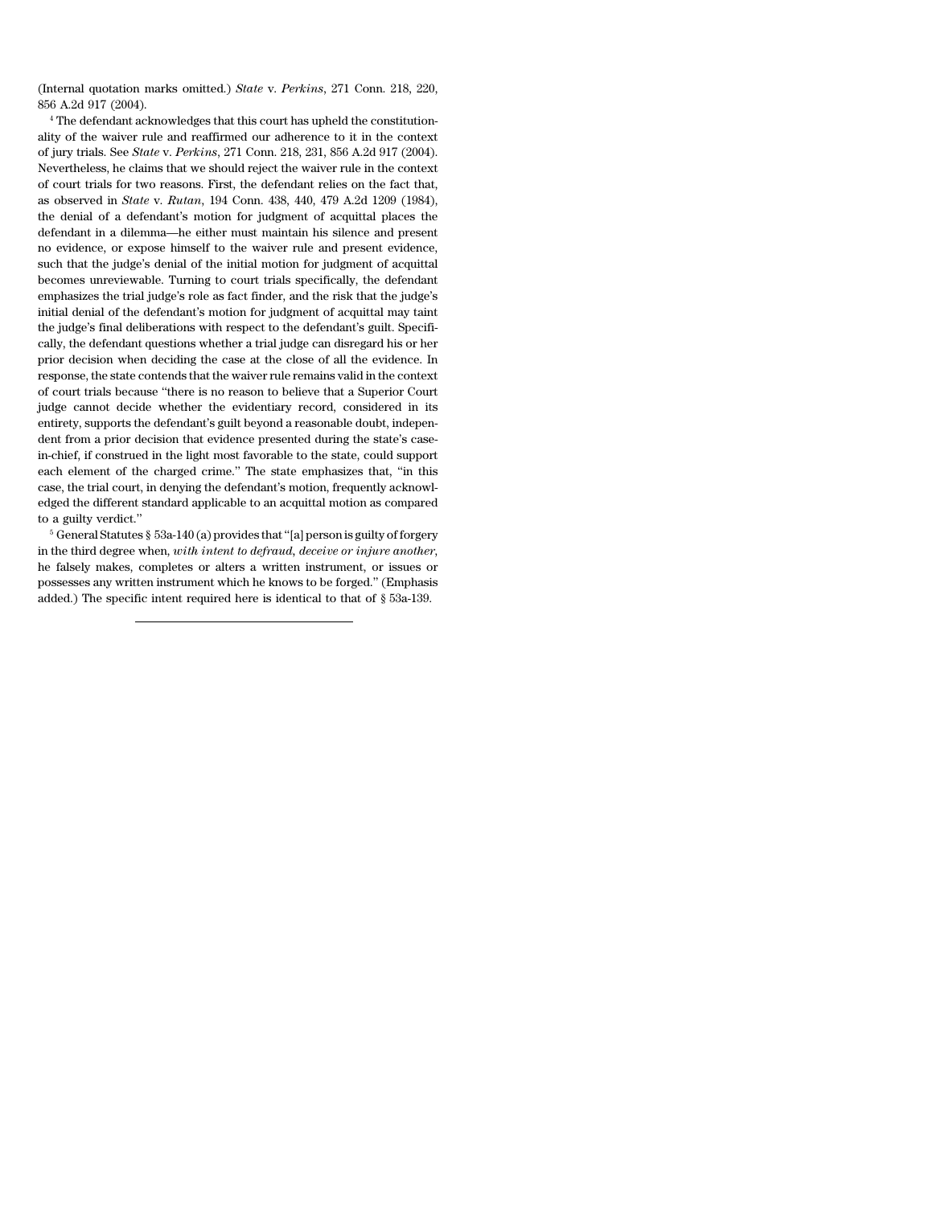(Internal quotation marks omitted.) *State* v. *Perkins*, 271 Conn. 218, 220, 856 A.2d 917 (2004).

[4] The defendant acknowledges that this court has upheld the constitutionality of the waiver rule and reaffirmed our adherence to it in the context of jury trials. See *State* v. *Perkins*, 271 Conn. 218, 231, 856 A.2d 917 (2004). Nevertheless, he claims that we should reject the waiver rule in the context of court trials for two reasons. First, the defendant relies on the fact that, as observed in *State* v. *Rutan*, 194 Conn. 438, 440, 479 A.2d 1209 (1984), the denial of a defendant's motion for judgment of acquittal places the defendant in a dilemma—he either must maintain his silence and present no evidence, or expose himself to the waiver rule and present evidence, such that the judge's denial of the initial motion for judgment of acquittal becomes unreviewable. Turning to court trials specifically, the defendant emphasizes the trial judge's role as fact finder, and the risk that the judge's initial denial of the defendant's motion for judgment of acquittal may taint the judge's final deliberations with respect to the defendant's guilt. Specifically, the defendant questions whether a trial judge can disregard his or her prior decision when deciding the case at the close of all the evidence. In response, the state contends that the waiver rule remains valid in the context of court trials because "there is no reason to believe that a Superior Court judge cannot decide whether the evidentiary record, considered in its entirety, supports the defendant's guilt beyond a reasonable doubt, independent from a prior decision that evidence presented during the state's case-in-chief, if construed in the light most favorable to the state, could support each element of the charged crime." The state emphasizes that, "in this case, the trial court, in denying the defendant's motion, frequently acknowledged the different standard applicable to an acquittal motion as compared to a guilty verdict."

[5] General Statutes § 53a-140 (a) provides that "[a] person is guilty of forgery in the third degree when, *with intent to defraud, deceive or injure another*, he falsely makes, completes or alters a written instrument, or issues or possesses any written instrument which he knows to be forged." (Emphasis added.) The specific intent required here is identical to that of § 53a-139.